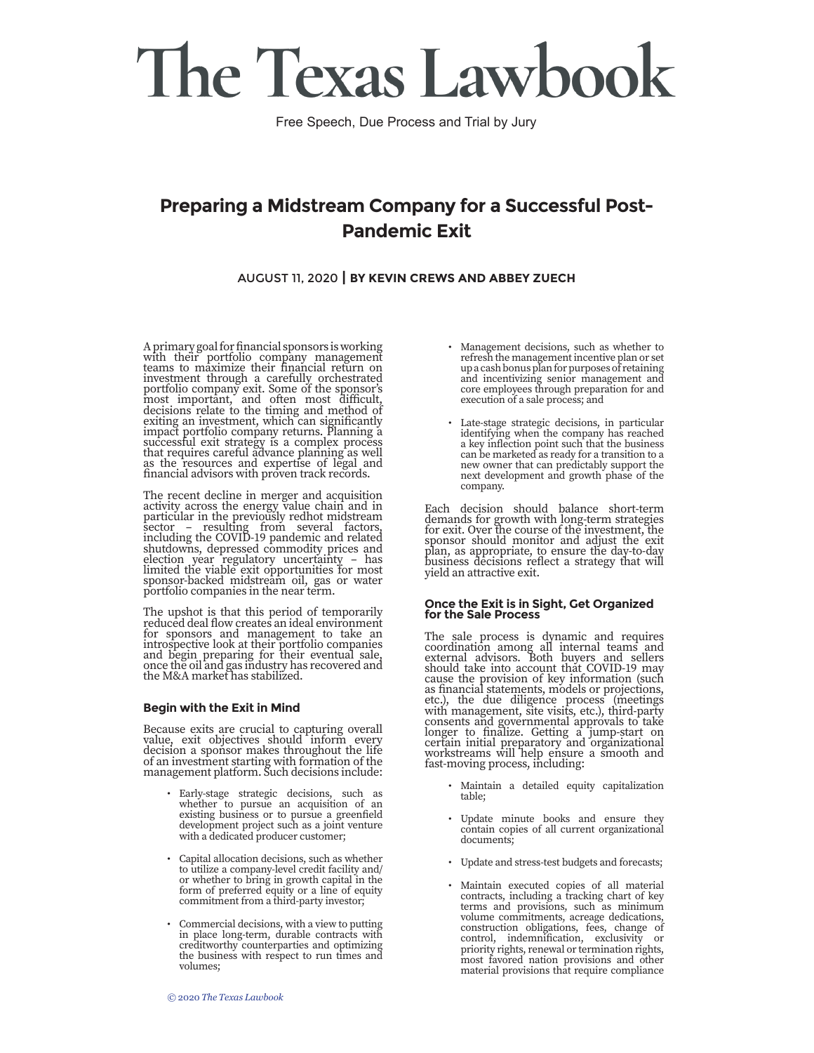# The Texas Lawbook

Free Speech, Due Process and Trial by Jury

## Preparing a Midstream Company for a Successful Post-Pandemic Exit

AUGUST 11, 2020 | **BY KEVIN CREWS AND ABBEY ZUECH**

A primary goal for financial sponsors is working with their portfolio company management teams to maximize their financial return on investment through a carefully orchestrated portfolio company exit. Some of the sponsor's most important, and often most difficult, decisions relate to the timing and method of exiting an investment, which can significantly impact portfolio company returns. Planning a successful exit strategy is a complex process that requires careful advance planning as well as the resources and expertise of legal and financial advisors with proven track records.

The recent decline in merger and acquisition activity across the energy value chain and in particular in the previously redhot midstream sector – resulting from several factors, including the COVID-19 pandemic and related shutdowns, depressed commodity prices and election year regulatory uncertainty – has limited the viable exit opportunities for most sponsor-backed midstream oil, gas or water portfolio companies in the near term.

The upshot is that this period of temporarily reduced deal flow creates an ideal environment for sponsors and management to take an introspective look at their portfolio companies and begin preparing for their eventual sale, once the oil and gas industry has recovered and the M&A market has stabilized.

### Begin with the Exit in Mind

Because exits are crucial to capturing overall value, exit objectives should inform every decision a sponsor makes throughout the life of an investment starting with formation of the management platform. Such decisions include:

- Early-stage strategic decisions, such as whether to pursue an acquisition of an existing business or to pursue a greenfield development project such as a joint venture with a dedicated producer customer;
- Capital allocation decisions, such as whether to utilize a company-level credit facility and/or whether to bring in growth capital in the form of preferred equity or a line of equity commitment from a third-party investor;
- Commercial decisions, with a view to putting in place long-term, durable contracts with creditworthy counterparties and optimizing the business with respect to run times and volumes;
- Management decisions, such as whether to refresh the management incentive plan or set up a cash bonus plan for purposes of retaining and incentivizing senior management and core employees through preparation for and execution of a sale process; and
- Late-stage strategic decisions, in particular identifying when the company has reached a key inflection point such that the business can be marketed as ready for a transition to a new owner that can predictably support the next development and growth phase of the company.

Each decision should balance short-term demands for growth with long-term strategies for exit. Over the course of the investment, the sponsor should monitor and adjust the exit plan, as appropriate, to ensure the day-to-day business decisions reflect a strategy that will yield an attractive exit.

### Once the Exit is in Sight, Get Organized for the Sale Process

The sale process is dynamic and requires coordination among all internal teams and external advisors. Both buyers and sellers should take into account that COVID-19 may cause the provision of key information (such as financial statements, models or projections, etc.), the due diligence process (meetings with management, site visits, etc.), third-party consents and governmental approvals to take longer to finalize. Getting a jump-start on certain initial preparatory and organizational workstreams will help ensure a smooth and fast-moving process, including:

- Maintain a detailed equity capitalization table;
- Update minute books and ensure they contain copies of all current organizational documents;
- Update and stress-test budgets and forecasts;
- Maintain executed copies of all material contracts, including a tracking chart of key terms and provisions, such as minimum volume commitments, acreage dedications, construction obligations, fees, change of control, indemnification, exclusivity or priority rights, renewal or termination rights, most favored nation provisions and other material provisions that require compliance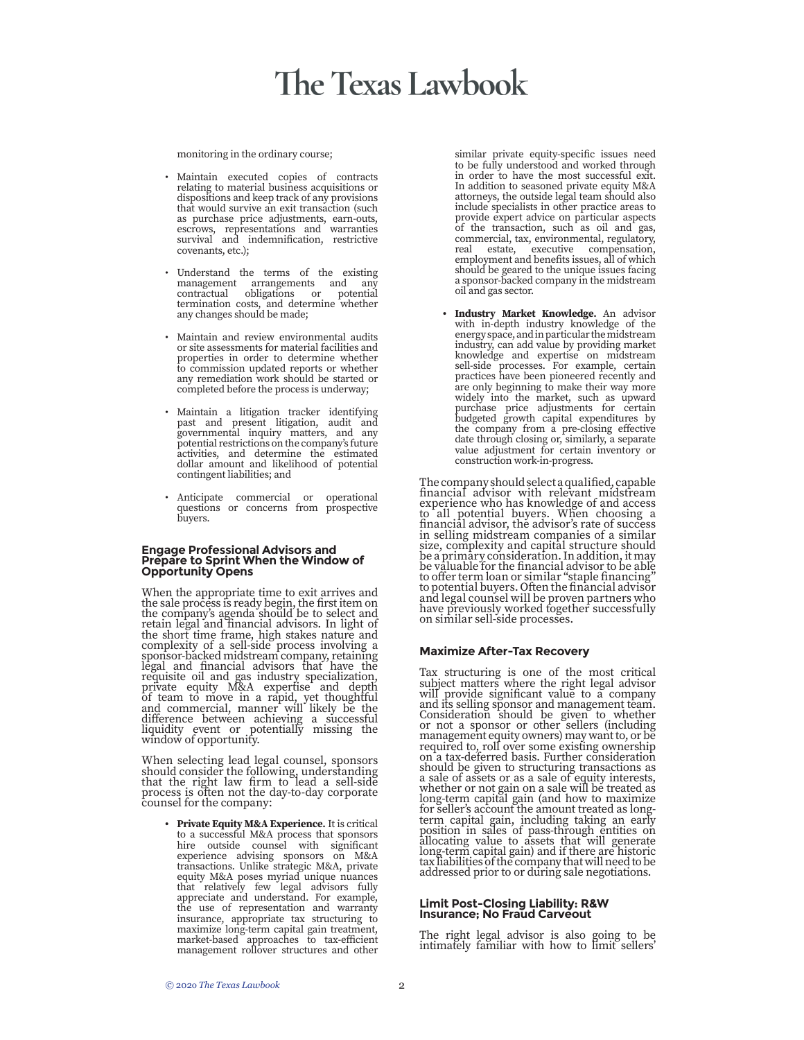monitoring in the ordinary course;

- Maintain executed copies of contracts relating to material business acquisitions or dispositions and keep track of any provisions that would survive an exit transaction (such as purchase price adjustments, earn-outs, escrows, representations and warranties survival and indemnification, restrictive covenants, etc.);
- Understand the terms of the existing management arrangements and any contractual obligations or potential termination costs, and determine whether any changes should be made;
- Maintain and review environmental audits or site assessments for material facilities and properties in order to determine whether to commission updated reports or whether any remediation work should be started or completed before the process is underway;
- Maintain a litigation tracker identifying past and present litigation, audit and governmental inquiry matters, and any potential restrictions on the company's future activities, and determine the estimated dollar amount and likelihood of potential contingent liabilities; and
- Anticipate commercial or operational questions or concerns from prospective buyers.

### Engage Professional Advisors and Prepare to Sprint When the Window of Opportunity Opens

When the appropriate time to exit arrives and the sale process is ready begin, the first item on the company's agenda should be to select and retain legal and financial advisors. In light of the short time frame, high stakes nature and complexity of a sell-side process involving a sponsor-backed midstream company, retaining legal and financial advisors that have the requisite oil and gas industry specialization, private equity M&A expertise and depth of team to move in a rapid, yet thoughtful and commercial, manner will likely be the difference between achieving a successful liquidity event or potentially missing the window of opportunity.

When selecting lead legal counsel, sponsors should consider the following, understanding that the right law firm to lead a sell-side process is often not the day-to-day corporate counsel for the company:

- **Private Equity M&A Experience.** It is critical to a successful M&A process that sponsors hire outside counsel with significant experience advising sponsors on M&A transactions. Unlike strategic M&A, private equity M&A poses myriad unique nuances that relatively few legal advisors fully appreciate and understand. For example, the use of representation and warranty insurance, appropriate tax structuring to maximize long-term capital gain treatment, market-based approaches to tax-efficient management rollover structures and other similar private equity-specific issues need to be fully understood and worked through in order to have the most successful exit. In addition to seasoned private equity M&A attorneys, the outside legal team should also include specialists in other practice areas to provide expert advice on particular aspects of the transaction, such as oil and gas, commercial, tax, environmental, regulatory, real estate, executive compensation, employment and benefits issues, all of which should be geared to the unique issues facing a sponsor-backed company in the midstream oil and gas sector.
- **Industry Market Knowledge.** An advisor with in-depth industry knowledge of the energy space, and in particular the midstream industry, can add value by providing market knowledge and expertise on midstream sell-side processes. For example, certain practices have been pioneered recently and are only beginning to make their way more widely into the market, such as upward purchase price adjustments for certain budgeted growth capital expenditures by the company from a pre-closing effective date through closing or, similarly, a separate value adjustment for certain inventory or construction work-in-progress.

The company should select a qualified, capable financial advisor with relevant midstream experience who has knowledge of and access to all potential buyers. When choosing a financial advisor, the advisor's rate of success in selling midstream companies of a similar size, complexity and capital structure should be a primary consideration. In addition, it may be valuable for the financial advisor to be able to offer term loan or similar "staple financing" to potential buyers. Often the financial advisor and legal counsel will be proven partners who have previously worked together successfully on similar sell-side processes.

### Maximize After-Tax Recovery

Tax structuring is one of the most critical subject matters where the right legal advisor will provide significant value to a company and its selling sponsor and management team. Consideration should be given to whether or not a sponsor or other sellers (including management equity owners) may want to, or be required to, roll over some existing ownership on a tax-deferred basis. Further consideration should be given to structuring transactions as a sale of assets or as a sale of equity interests, whether or not gain on a sale will be treated as long-term capital gain (and how to maximize for seller's account the amount treated as long-term capital gain, including taking an early position in sales of pass-through entities on allocating value to assets that will generate long-term capital gain) and if there are historic tax liabilities of the company that will need to be addressed prior to or during sale negotiations.

### Limit Post-Closing Liability: R&W Insurance; No Fraud Carveout

The right legal advisor is also going to be intimately familiar with how to limit sellers'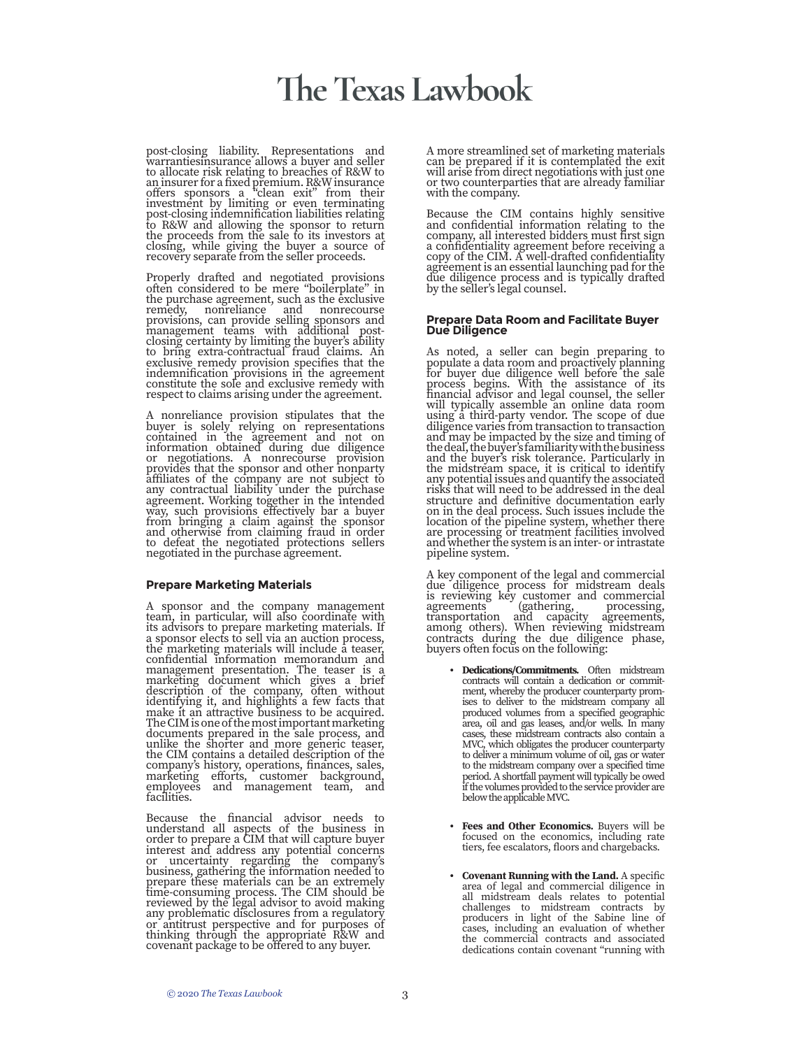post-closing liability. Representations and warrantiesinsurance allows a buyer and seller to allocate risk relating to breaches of R&W to an insurer for a fixed premium. R&W insurance offers sponsors a "clean exit" from their investment by limiting or even terminating post-closing indemnification liabilities relating to R&W and allowing the sponsor to return the proceeds from the sale to its investors at closing, while giving the buyer a source of recovery separate from the seller proceeds.

Properly drafted and negotiated provisions often considered to be mere "boilerplate" in the purchase agreement, such as the exclusive remedy, nonreliance and nonrecourse provisions, can provide selling sponsors and management teams with additional post-closing certainty by limiting the buyer's ability to bring extra-contractual fraud claims. An exclusive remedy provision specifies that the indemnification provisions in the agreement constitute the sole and exclusive remedy with respect to claims arising under the agreement.

A nonreliance provision stipulates that the buyer is solely relying on representations contained in the agreement and not on information obtained during due diligence or negotiations. A nonrecourse provision provides that the sponsor and other nonparty affiliates of the company are not subject to any contractual liability under the purchase agreement. Working together in the intended way, such provisions effectively bar a buyer from bringing a claim against the sponsor and otherwise from claiming fraud in order to defeat the negotiated protections sellers negotiated in the purchase agreement.

### Prepare Marketing Materials

A sponsor and the company management team, in particular, will also coordinate with its advisors to prepare marketing materials. If a sponsor elects to sell via an auction process, the marketing materials will include a teaser, confidential information memorandum and management presentation. The teaser is a marketing document which gives a brief description of the company, often without identifying it, and highlights a few facts that make it an attractive business to be acquired. The CIM is one of the most important marketing documents prepared in the sale process, and unlike the shorter and more generic teaser, the CIM contains a detailed description of the company's history, operations, finances, sales, marketing efforts, customer background, employees and management team, and facilities.

Because the financial advisor needs to understand all aspects of the business in order to prepare a CIM that will capture buyer interest and address any potential concerns or uncertainty regarding the company's business, gathering the information needed to prepare these materials can be an extremely time-consuming process. The CIM should be reviewed by the legal advisor to avoid making any problematic disclosures from a regulatory or antitrust perspective and for purposes of thinking through the appropriate R&W and covenant package to be offered to any buyer.

A more streamlined set of marketing materials can be prepared if it is contemplated the exit will arise from direct negotiations with just one or two counterparties that are already familiar with the company.

Because the CIM contains highly sensitive and confidential information relating to the company, all interested bidders must first sign a confidentiality agreement before receiving a copy of the CIM. A well-drafted confidentiality agreement is an essential launching pad for the due diligence process and is typically drafted by the seller's legal counsel.

### Prepare Data Room and Facilitate Buyer Due Diligence

As noted, a seller can begin preparing to populate a data room and proactively planning for buyer due diligence well before the sale process begins. With the assistance of its financial advisor and legal counsel, the seller will typically assemble an online data room using a third-party vendor. The scope of due diligence varies from transaction to transaction and may be impacted by the size and timing of the deal, the buyer's familiarity with the business and the buyer's risk tolerance. Particularly in the midstream space, it is critical to identify any potential issues and quantify the associated risks that will need to be addressed in the deal structure and definitive documentation early on in the deal process. Such issues include the location of the pipeline system, whether there are processing or treatment facilities involved and whether the system is an inter- or intrastate pipeline system.

A key component of the legal and commercial due diligence process for midstream deals is reviewing key customer and commercial agreements (gathering, processing, transportation and capacity agreements, among others). When reviewing midstream contracts during the due diligence phase, buyers often focus on the following:

- **Dedications/Commitments.** Often midstream contracts will contain a dedication or commitment, whereby the producer counterparty promises to deliver to the midstream company all produced volumes from a specified geographic area, oil and gas leases, and/or wells. In many cases, these midstream contracts also contain a MVC, which obligates the producer counterparty to deliver a minimum volume of oil, gas or water to the midstream company over a specified time period. A shortfall payment will typically be owed if the volumes provided to the service provider are below the applicable MVC.

- **Fees and Other Economics.** Buyers will be focused on the economics, including rate tiers, fee escalators, floors and chargebacks.

- **Covenant Running with the Land.** A specific area of legal and commercial diligence in all midstream deals relates to potential challenges to midstream contracts by producers in light of the Sabine line of cases, including an evaluation of whether the commercial contracts and associated dedications contain covenant "running with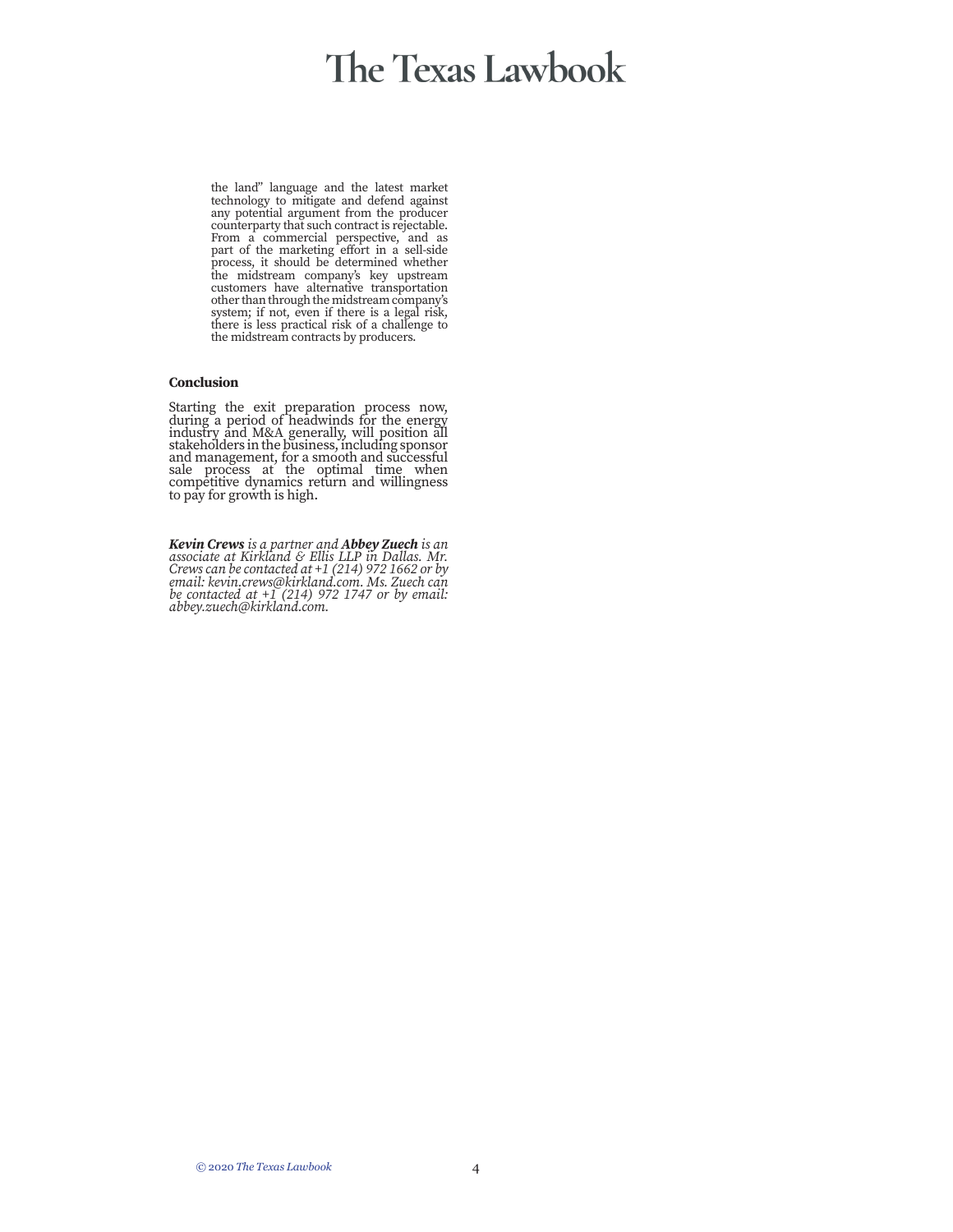the land" language and the latest market technology to mitigate and defend against any potential argument from the producer counterparty that such contract is rejectable. From a commercial perspective, and as part of the marketing effort in a sell-side process, it should be determined whether the midstream company's key upstream customers have alternative transportation other than through the midstream company's system; if not, even if there is a legal risk, there is less practical risk of a challenge to the midstream contracts by producers.

**Conclusion**

Starting the exit preparation process now, during a period of headwinds for the energy industry and M&A generally, will position all stakeholders in the business, including sponsor and management, for a smooth and successful sale process at the optimal time when competitive dynamics return and willingness to pay for growth is high.

***Kevin Crews** is a partner and **Abbey Zuech** is an associate at Kirkland & Ellis LLP in Dallas. Mr. Crews can be contacted at +1 (214) 972 1662 or by email: kevin.crews@kirkland.com. Ms. Zuech can be contacted at +1 (214) 972 1747 or by email: abbey.zuech@kirkland.com.*